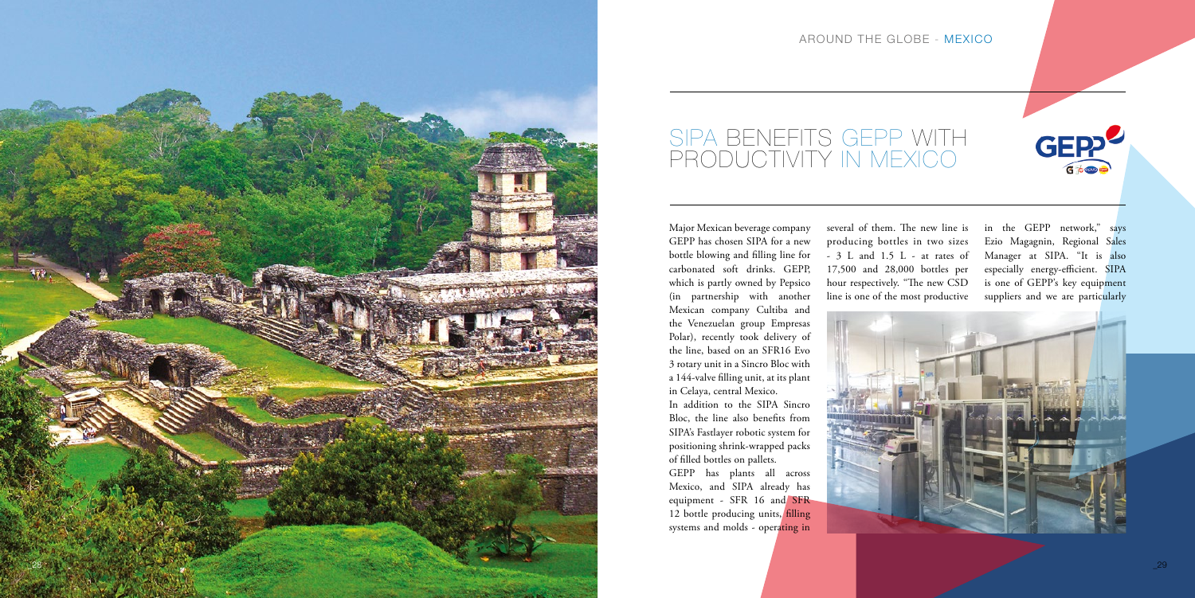# SIPA BENEFITS GEPP WITH PRODUCTIVITY IN MEXICO

Major Mexican beverage company GEPP has chosen SIPA for a new bottle blowing and filling line for carbonated soft drinks. GEPP, which is partly owned by Pepsico (in partnership with another Mexican company Cultiba and the Venezuelan group Empresas Polar), recently took delivery of the line, based on an SFR16 Evo 3 rotary unit in a Sincro Bloc with a 144-valve filling unit, at its plant in Celaya, central Mexico.

In addition to the SIPA Sincro Bloc, the line also benefits from SIPA's Fastlayer robotic system for positioning shrink-wrapped packs of filled bottles on pallets.

GEPP has plants all across Mexico, and SIPA already has equipment - SFR 16 and SFR 12 bottle producing units, filling systems and molds - operating in several of them. The new line is producing bottles in two sizes - 3 L and 1.5 L - at rates of 17,500 and 28,000 bottles per hour respectively. "The new CSD line is one of the most productive in the GEPP network," says Ezio Magagnin, Regional Sales Manager at SIPA. "It is also especially energy-efficient. SIPA is one of GEPP's key equipment suppliers and we are particularly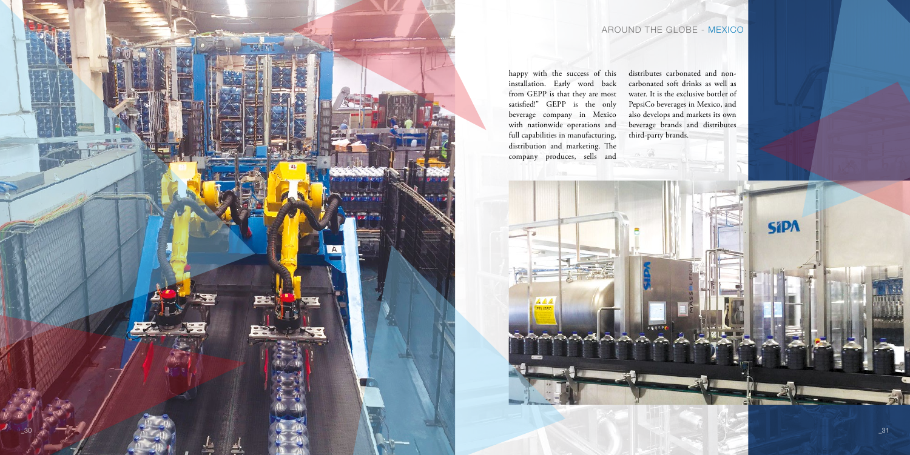happy with the success of this installation. Early word back from GEPP is that they are most satisfied!" GEPP is the only beverage company in Mexico with nationwide operations and full capabilities in manufacturing, distribution and marketing. The company produces, sells and distributes carbonated and non-carbonated soft drinks as well as water. It is the exclusive bottler of PepsiCo beverages in Mexico, and also develops and markets its own beverage brands and distributes third-party brands.